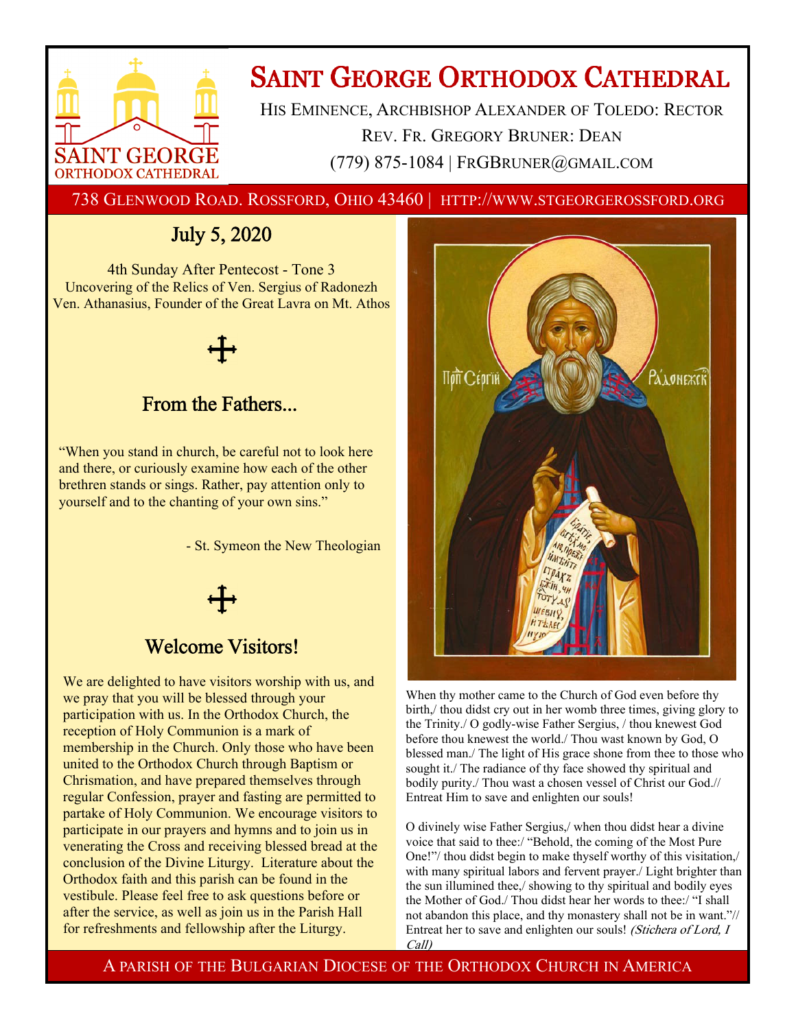# Saint George Orthodox Cathedral

His Eminence, Archbishop Alexander of Toledo: Rector
Rev. Fr. Gregory Bruner: Dean
(779) 875-1084 | FrGBruner@gmail.com

738 Glenwood Road. Rossford, Ohio 43460 | http://www.stgeorgerossford.org

## July 5, 2020

4th Sunday After Pentecost - Tone 3
Uncovering of the Relics of Ven. Sergius of Radonezh
Ven. Athanasius, Founder of the Great Lavra on Mt. Athos

## From the Fathers...

"When you stand in church, be careful not to look here and there, or curiously examine how each of the other brethren stands or sings. Rather, pay attention only to yourself and to the chanting of your own sins."

- St. Symeon the New Theologian

## Welcome Visitors!

We are delighted to have visitors worship with us, and we pray that you will be blessed through your participation with us. In the Orthodox Church, the reception of Holy Communion is a mark of membership in the Church. Only those who have been united to the Orthodox Church through Baptism or Chrismation, and have prepared themselves through regular Confession, prayer and fasting are permitted to partake of Holy Communion. We encourage visitors to participate in our prayers and hymns and to join us in venerating the Cross and receiving blessed bread at the conclusion of the Divine Liturgy. Literature about the Orthodox faith and this parish can be found in the vestibule. Please feel free to ask questions before or after the service, as well as join us in the Parish Hall for refreshments and fellowship after the Liturgy.

When thy mother came to the Church of God even before thy birth,/ thou didst cry out in her womb three times, giving glory to the Trinity./ O godly-wise Father Sergius, / thou knewest God before thou knewest the world./ Thou wast known by God, O blessed man./ The light of His grace shone from thee to those who sought it./ The radiance of thy face showed thy spiritual and bodily purity./ Thou wast a chosen vessel of Christ our God.// Entreat Him to save and enlighten our souls!

O divinely wise Father Sergius,/ when thou didst hear a divine voice that said to thee:/ "Behold, the coming of the Most Pure One!"/ thou didst begin to make thyself worthy of this visitation,/ with many spiritual labors and fervent prayer./ Light brighter than the sun illumined thee,/ showing to thy spiritual and bodily eyes the Mother of God./ Thou didst hear her words to thee:/ "I shall not abandon this place, and thy monastery shall not be in want."// Entreat her to save and enlighten our souls! *(Stichera of Lord, I Call)*

A parish of the Bulgarian Diocese of the Orthodox Church in America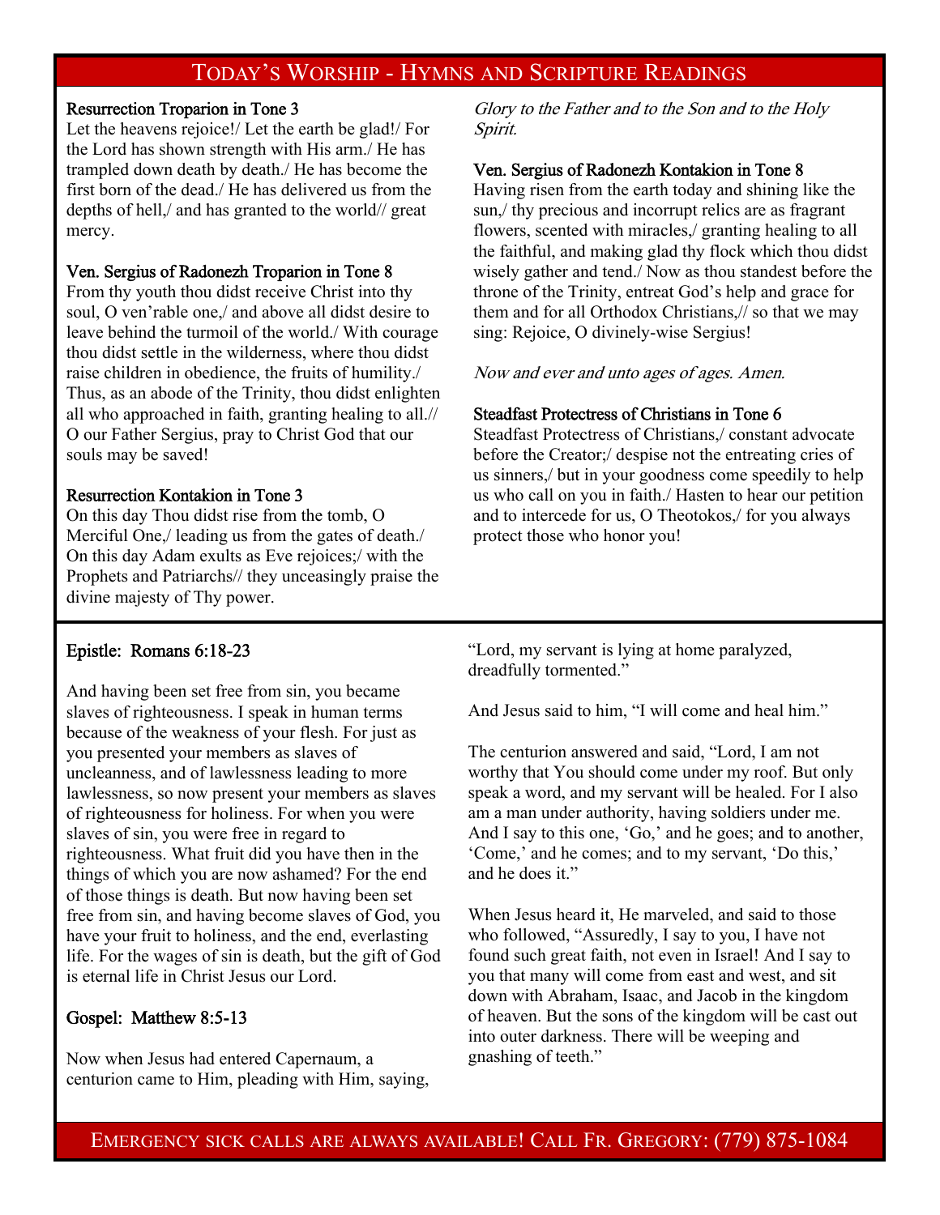## Today's Worship - Hymns and Scripture Readings

**Resurrection Troparion in Tone 3**

Let the heavens rejoice!/ Let the earth be glad!/ For the Lord has shown strength with His arm./ He has trampled down death by death./ He has become the first born of the dead./ He has delivered us from the depths of hell,/ and has granted to the world// great mercy.

**Ven. Sergius of Radonezh Troparion in Tone 8**

From thy youth thou didst receive Christ into thy soul, O ven'rable one,/ and above all didst desire to leave behind the turmoil of the world./ With courage thou didst settle in the wilderness, where thou didst raise children in obedience, the fruits of humility./ Thus, as an abode of the Trinity, thou didst enlighten all who approached in faith, granting healing to all.// O our Father Sergius, pray to Christ God that our souls may be saved!

**Resurrection Kontakion in Tone 3**

On this day Thou didst rise from the tomb, O Merciful One,/ leading us from the gates of death./ On this day Adam exults as Eve rejoices;/ with the Prophets and Patriarchs// they unceasingly praise the divine majesty of Thy power.

*Glory to the Father and to the Son and to the Holy Spirit.*

**Ven. Sergius of Radonezh Kontakion in Tone 8**

Having risen from the earth today and shining like the sun,/ thy precious and incorrupt relics are as fragrant flowers, scented with miracles,/ granting healing to all the faithful, and making glad thy flock which thou didst wisely gather and tend./ Now as thou standest before the throne of the Trinity, entreat God's help and grace for them and for all Orthodox Christians,// so that we may sing: Rejoice, O divinely-wise Sergius!

*Now and ever and unto ages of ages. Amen.*

**Steadfast Protectress of Christians in Tone 6**

Steadfast Protectress of Christians,/ constant advocate before the Creator;/ despise not the entreating cries of us sinners,/ but in your goodness come speedily to help us who call on you in faith./ Hasten to hear our petition and to intercede for us, O Theotokos,/ for you always protect those who honor you!

**Epistle: Romans 6:18-23**

And having been set free from sin, you became slaves of righteousness. I speak in human terms because of the weakness of your flesh. For just as you presented your members as slaves of uncleanness, and of lawlessness leading to more lawlessness, so now present your members as slaves of righteousness for holiness. For when you were slaves of sin, you were free in regard to righteousness. What fruit did you have then in the things of which you are now ashamed? For the end of those things is death. But now having been set free from sin, and having become slaves of God, you have your fruit to holiness, and the end, everlasting life. For the wages of sin is death, but the gift of God is eternal life in Christ Jesus our Lord.

**Gospel: Matthew 8:5-13**

Now when Jesus had entered Capernaum, a centurion came to Him, pleading with Him, saying, "Lord, my servant is lying at home paralyzed, dreadfully tormented."

And Jesus said to him, "I will come and heal him."

The centurion answered and said, "Lord, I am not worthy that You should come under my roof. But only speak a word, and my servant will be healed. For I also am a man under authority, having soldiers under me. And I say to this one, 'Go,' and he goes; and to another, 'Come,' and he comes; and to my servant, 'Do this,' and he does it."

When Jesus heard it, He marveled, and said to those who followed, "Assuredly, I say to you, I have not found such great faith, not even in Israel! And I say to you that many will come from east and west, and sit down with Abraham, Isaac, and Jacob in the kingdom of heaven. But the sons of the kingdom will be cast out into outer darkness. There will be weeping and gnashing of teeth."

Emergency sick calls are always available! Call Fr. Gregory: (779) 875-1084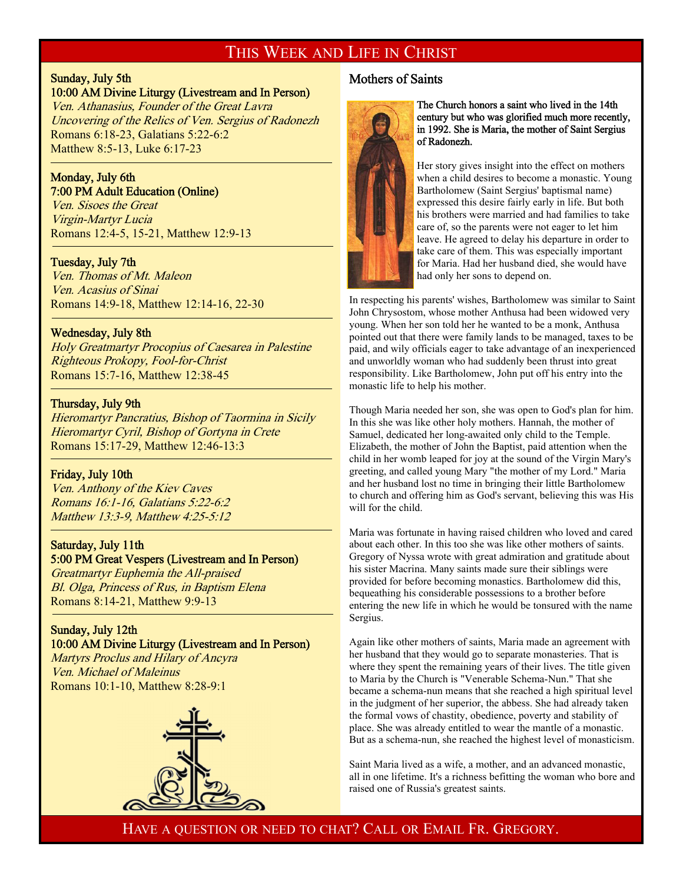# This Week and Life in Christ

**Sunday, July 5th**
**10:00 AM Divine Liturgy (Livestream and In Person)**
*Ven. Athanasius, Founder of the Great Lavra*
*Uncovering of the Relics of Ven. Sergius of Radonezh*
Romans 6:18-23, Galatians 5:22-6:2
Matthew 8:5-13, Luke 6:17-23

---

**Monday, July 6th**
**7:00 PM Adult Education (Online)**
*Ven. Sisoes the Great*
*Virgin-Martyr Lucia*
Romans 12:4-5, 15-21, Matthew 12:9-13

---

**Tuesday, July 7th**
*Ven. Thomas of Mt. Maleon*
*Ven. Acasius of Sinai*
Romans 14:9-18, Matthew 12:14-16, 22-30

---

**Wednesday, July 8th**
*Holy Greatmartyr Procopius of Caesarea in Palestine*
*Righteous Prokopy, Fool-for-Christ*
Romans 15:7-16, Matthew 12:38-45

---

**Thursday, July 9th**
*Hieromartyr Pancratius, Bishop of Taormina in Sicily*
*Hieromartyr Cyril, Bishop of Gortyna in Crete*
Romans 15:17-29, Matthew 12:46-13:3

---

**Friday, July 10th**
*Ven. Anthony of the Kiev Caves*
*Romans 16:1-16, Galatians 5:22-6:2*
*Matthew 13:3-9, Matthew 4:25-5:12*

---

**Saturday, July 11th**
**5:00 PM Great Vespers (Livestream and In Person)**
*Greatmartyr Euphemia the All-praised*
*Bl. Olga, Princess of Rus, in Baptism Elena*
Romans 8:14-21, Matthew 9:9-13

---

**Sunday, July 12th**
**10:00 AM Divine Liturgy (Livestream and In Person)**
*Martyrs Proclus and Hilary of Ancyra*
*Ven. Michael of Maleinus*
Romans 10:1-10, Matthew 8:28-9:1

## Mothers of Saints

**The Church honors a saint who lived in the 14th century but who was glorified much more recently, in 1992. She is Maria, the mother of Saint Sergius of Radonezh.**

Her story gives insight into the effect on mothers when a child desires to become a monastic. Young Bartholomew (Saint Sergius' baptismal name) expressed this desire fairly early in life. But both his brothers were married and had families to take care of, so the parents were not eager to let him leave. He agreed to delay his departure in order to take care of them. This was especially important for Maria. Had her husband died, she would have had only her sons to depend on.

In respecting his parents' wishes, Bartholomew was similar to Saint John Chrysostom, whose mother Anthusa had been widowed very young. When her son told her he wanted to be a monk, Anthusa pointed out that there were family lands to be managed, taxes to be paid, and wily officials eager to take advantage of an inexperienced and unworldly woman who had suddenly been thrust into great responsibility. Like Bartholomew, John put off his entry into the monastic life to help his mother.

Though Maria needed her son, she was open to God's plan for him. In this she was like other holy mothers. Hannah, the mother of Samuel, dedicated her long-awaited only child to the Temple. Elizabeth, the mother of John the Baptist, paid attention when the child in her womb leaped for joy at the sound of the Virgin Mary's greeting, and called young Mary "the mother of my Lord." Maria and her husband lost no time in bringing their little Bartholomew to church and offering him as God's servant, believing this was His will for the child.

Maria was fortunate in having raised children who loved and cared about each other. In this too she was like other mothers of saints. Gregory of Nyssa wrote with great admiration and gratitude about his sister Macrina. Many saints made sure their siblings were provided for before becoming monastics. Bartholomew did this, bequeathing his considerable possessions to a brother before entering the new life in which he would be tonsured with the name Sergius.

Again like other mothers of saints, Maria made an agreement with her husband that they would go to separate monasteries. That is where they spent the remaining years of their lives. The title given to Maria by the Church is "Venerable Schema-Nun." That she became a schema-nun means that she reached a high spiritual level in the judgment of her superior, the abbess. She had already taken the formal vows of chastity, obedience, poverty and stability of place. She was already entitled to wear the mantle of a monastic. But as a schema-nun, she reached the highest level of monasticism.

Saint Maria lived as a wife, a mother, and an advanced monastic, all in one lifetime. It's a richness befitting the woman who bore and raised one of Russia's greatest saints.

Have a question or need to chat? Call or Email Fr. Gregory.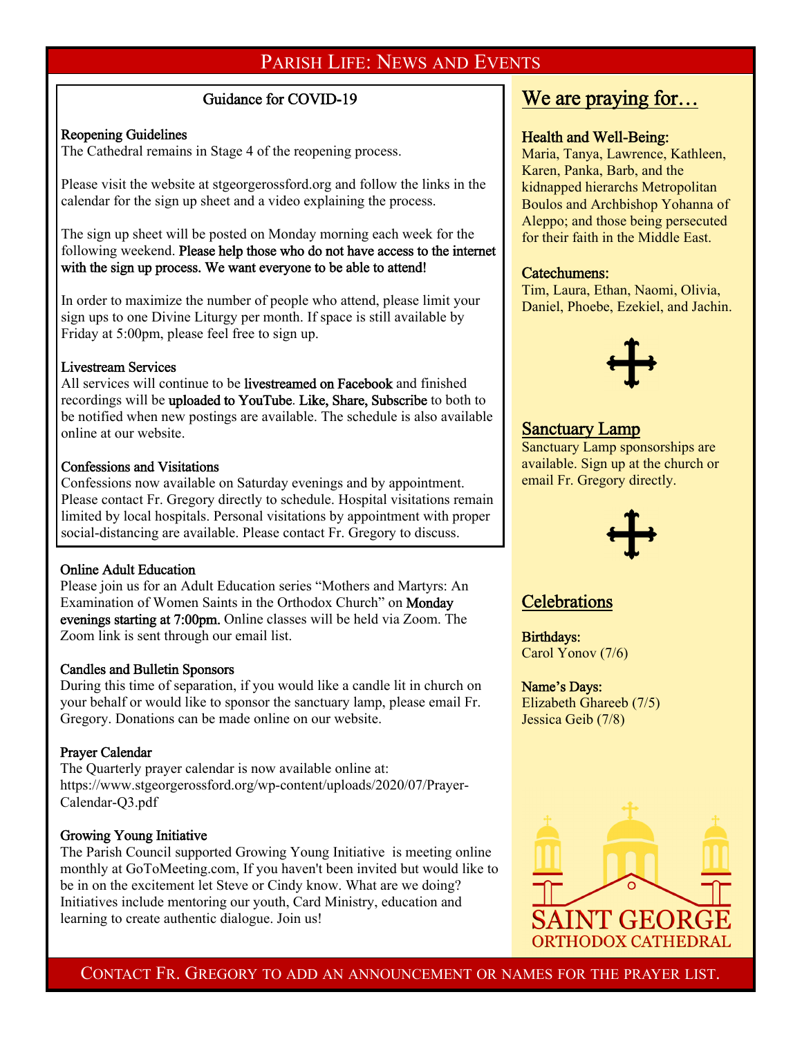# Parish Life: News and Events

## Guidance for COVID-19

**Reopening Guidelines**
The Cathedral remains in Stage 4 of the reopening process.

Please visit the website at stgeorgerossford.org and follow the links in the calendar for the sign up sheet and a video explaining the process.

The sign up sheet will be posted on Monday morning each week for the following weekend. Please help those who do not have access to the internet with the sign up process. We want everyone to be able to attend!

In order to maximize the number of people who attend, please limit your sign ups to one Divine Liturgy per month. If space is still available by Friday at 5:00pm, please feel free to sign up.

**Livestream Services**
All services will continue to be livestreamed on Facebook and finished recordings will be uploaded to YouTube. Like, Share, Subscribe to both to be notified when new postings are available. The schedule is also available online at our website.

**Confessions and Visitations**
Confessions now available on Saturday evenings and by appointment. Please contact Fr. Gregory directly to schedule. Hospital visitations remain limited by local hospitals. Personal visitations by appointment with proper social-distancing are available. Please contact Fr. Gregory to discuss.

**Online Adult Education**
Please join us for an Adult Education series "Mothers and Martyrs: An Examination of Women Saints in the Orthodox Church" on Monday evenings starting at 7:00pm. Online classes will be held via Zoom. The Zoom link is sent through our email list.

**Candles and Bulletin Sponsors**
During this time of separation, if you would like a candle lit in church on your behalf or would like to sponsor the sanctuary lamp, please email Fr. Gregory. Donations can be made online on our website.

**Prayer Calendar**
The Quarterly prayer calendar is now available online at: https://www.stgeorgerossford.org/wp-content/uploads/2020/07/Prayer-Calendar-Q3.pdf

**Growing Young Initiative**
The Parish Council supported Growing Young Initiative is meeting online monthly at GoToMeeting.com, If you haven't been invited but would like to be in on the excitement let Steve or Cindy know. What are we doing? Initiatives include mentoring our youth, Card Ministry, education and learning to create authentic dialogue. Join us!

## We are praying for…

**Health and Well-Being:**
Maria, Tanya, Lawrence, Kathleen, Karen, Panka, Barb, and the kidnapped hierarchs Metropolitan Boulos and Archbishop Yohanna of Aleppo; and those being persecuted for their faith in the Middle East.

**Catechumens:**
Tim, Laura, Ethan, Naomi, Olivia, Daniel, Phoebe, Ezekiel, and Jachin.

## Sanctuary Lamp

Sanctuary Lamp sponsorships are available. Sign up at the church or email Fr. Gregory directly.

## Celebrations

**Birthdays:**
Carol Yonov (7/6)

**Name's Days:**
Elizabeth Ghareeb (7/5)
Jessica Geib (7/8)

SAINT GEORGE ORTHODOX CATHEDRAL

Contact Fr. Gregory to add an announcement or names for the prayer list.